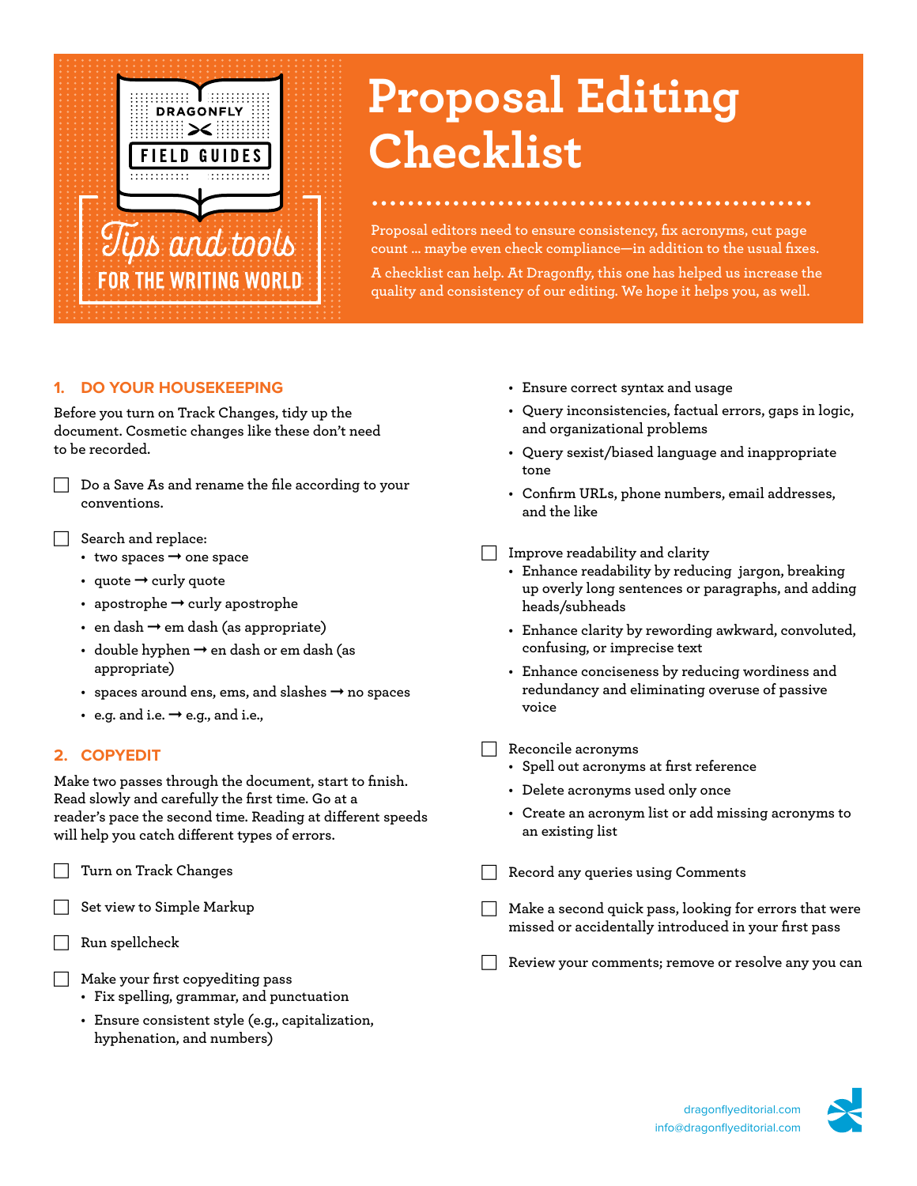DRAGONFLY FIELD GUIDES

*Tips and tools* FOR THE WRITING WORLD

# Proposal Editing Checklist

Proposal editors need to ensure consistency, fix acronyms, cut page count … maybe even check compliance—in addition to the usual fixes.

A checklist can help. At Dragonfly, this one has helped us increase the quality and consistency of our editing. We hope it helps you, as well.

## 1. DO YOUR HOUSEKEEPING

Before you turn on Track Changes, tidy up the document. Cosmetic changes like these don't need to be recorded.

- [ ] Do a Save As and rename the file according to your conventions.
- [ ] Search and replace:
  - two spaces → one space
  - quote → curly quote
  - apostrophe → curly apostrophe
  - en dash → em dash (as appropriate)
  - double hyphen → en dash or em dash (as appropriate)
  - spaces around ens, ems, and slashes → no spaces
  - e.g. and i.e. → e.g., and i.e.,

## 2. COPYEDIT

Make two passes through the document, start to finish. Read slowly and carefully the first time. Go at a reader's pace the second time. Reading at different speeds will help you catch different types of errors.

- [ ] Turn on Track Changes
- [ ] Set view to Simple Markup
- [ ] Run spellcheck
- [ ] Make your first copyediting pass
  - Fix spelling, grammar, and punctuation
  - Ensure consistent style (e.g., capitalization, hyphenation, and numbers)
  - Ensure correct syntax and usage
  - Query inconsistencies, factual errors, gaps in logic, and organizational problems
  - Query sexist/biased language and inappropriate tone
  - Confirm URLs, phone numbers, email addresses, and the like
- [ ] Improve readability and clarity
  - Enhance readability by reducing jargon, breaking up overly long sentences or paragraphs, and adding heads/subheads
  - Enhance clarity by rewording awkward, convoluted, confusing, or imprecise text
  - Enhance conciseness by reducing wordiness and redundancy and eliminating overuse of passive voice
- [ ] Reconcile acronyms
  - Spell out acronyms at first reference
  - Delete acronyms used only once
  - Create an acronym list or add missing acronyms to an existing list
- [ ] Record any queries using Comments
- [ ] Make a second quick pass, looking for errors that were missed or accidentally introduced in your first pass
- [ ] Review your comments; remove or resolve any you can

dragonflyeditorial.com
info@dragonflyeditorial.com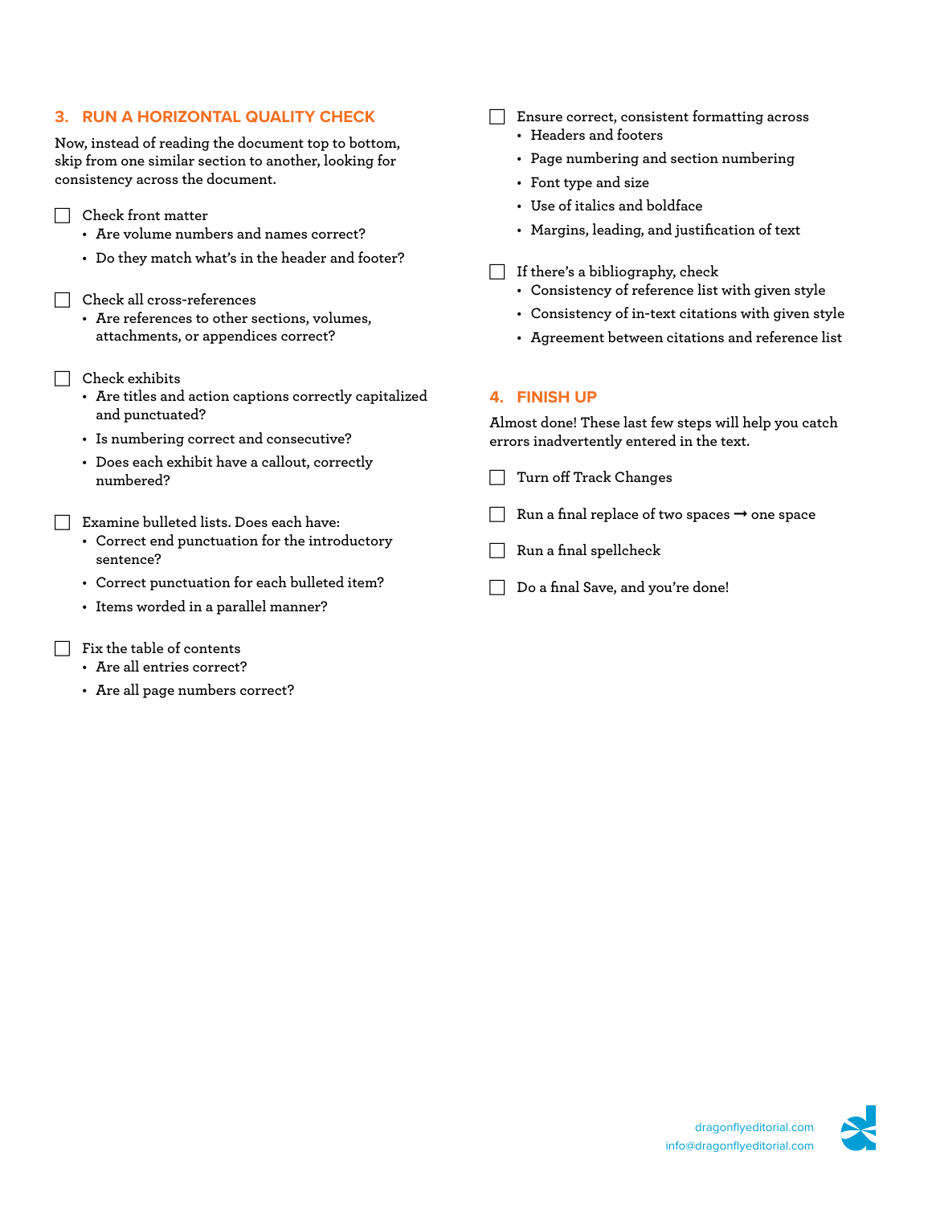## 3. RUN A HORIZONTAL QUALITY CHECK

Now, instead of reading the document top to bottom, skip from one similar section to another, looking for consistency across the document.

- [ ] Check front matter
  - Are volume numbers and names correct?
  - Do they match what's in the header and footer?

- [ ] Check all cross-references
  - Are references to other sections, volumes, attachments, or appendices correct?

- [ ] Check exhibits
  - Are titles and action captions correctly capitalized and punctuated?
  - Is numbering correct and consecutive?
  - Does each exhibit have a callout, correctly numbered?

- [ ] Examine bulleted lists. Does each have:
  - Correct end punctuation for the introductory sentence?
  - Correct punctuation for each bulleted item?
  - Items worded in a parallel manner?

- [ ] Fix the table of contents
  - Are all entries correct?
  - Are all page numbers correct?

- [ ] Ensure correct, consistent formatting across
  - Headers and footers
  - Page numbering and section numbering
  - Font type and size
  - Use of italics and boldface
  - Margins, leading, and justification of text

- [ ] If there's a bibliography, check
  - Consistency of reference list with given style
  - Consistency of in-text citations with given style
  - Agreement between citations and reference list

## 4. FINISH UP

Almost done! These last few steps will help you catch errors inadvertently entered in the text.

- [ ] Turn off Track Changes
- [ ] Run a final replace of two spaces → one space
- [ ] Run a final spellcheck
- [ ] Do a final Save, and you're done!

dragonflyeditorial.com
info@dragonflyeditorial.com